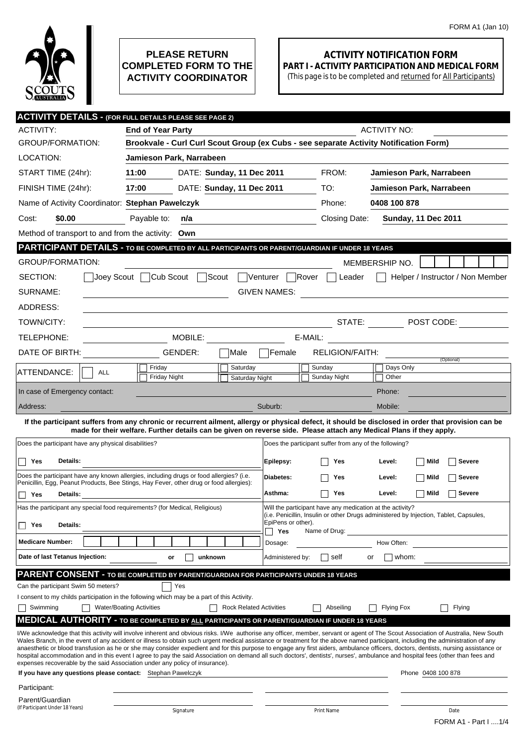FORM A1 (Jan 10)

**PLEASE RETURN COMPLETED FORM TO THE ACTIVITY COORDINATOR**

# ACTIVITY NOTIFICATION FORM

## PART I - ACTIVITY PARTICIPATION AND MEDICAL FORM

(This page is to be completed and returned for All Participants)

## ACTIVITY DETAILS - (FOR FULL DETAILS PLEASE SEE PAGE 2)

ACTIVITY: **End of Year Party** ACTIVITY NO:

GROUP/FORMATION: **Brookvale - Curl Curl Scout Group (ex Cubs - see separate Activity Notification Form)**

LOCATION: **Jamieson Park, Narrabeen**

START TIME (24hr): **11:00** DATE: **Sunday, 11 Dec 2011** FROM: **Jamieson Park, Narrabeen**

FINISH TIME (24hr): **17:00** DATE: **Sunday, 11 Dec 2011** TO: **Jamieson Park, Narrabeen**

Name of Activity Coordinator: **Stephan Pawelczyk** Phone: **0408 100 878**

Cost: **$0.00** Payable to: **n/a** Closing Date: **Sunday, 11 Dec 2011**

Method of transport to and from the activity: **Own**

## PARTICIPANT DETAILS - TO BE COMPLETED BY ALL PARTICIPANTS OR PARENT/GUARDIAN IF UNDER 18 YEARS

GROUP/FORMATION: MEMBERSHIP NO.

SECTION: ☐ Joey Scout ☐ Cub Scout ☐ Scout ☐ Venturer ☐ Rover ☐ Leader ☐ Helper / Instructor / Non Member

SURNAME: GIVEN NAMES:

ADDRESS:

TOWN/CITY: STATE: POST CODE:

TELEPHONE: MOBILE: E-MAIL:

DATE OF BIRTH: GENDER: ☐ Male ☐ Female RELIGION/FAITH: (Optional)

ATTENDANCE: ☐ ALL ☐ Friday ☐ Friday Night ☐ Saturday ☐ Saturday Night ☐ Sunday ☐ Sunday Night ☐ Days Only ☐ Other

In case of Emergency contact: Phone:

Address: Suburb: Mobile:

**If the participant suffers from any chronic or recurrent ailment, allergy or physical defect, it should be disclosed in order that provision can be made for their welfare. Further details can be given on reverse side. Please attach any Medical Plans if they apply.**

Does the participant have any physical disabilities?

☐ **Yes** **Details:**

Does the participant have any known allergies, including drugs or food allergies? (i.e. Penicillin, Egg, Peanut Products, Bee Stings, Hay Fever, other drug or food allergies):

☐ **Yes** **Details:**

Has the participant any special food requirements? (for Medical, Religious)

☐ **Yes** **Details:**

**Medicare Number:**

**Date of last Tetanus Injection:** or ☐ **unknown**

Does the participant suffer from any of the following?

| | | | | |
|---|---|---|---|---|
| **Epilepsy:** | ☐ **Yes** | **Level:** | ☐ **Mild** | ☐ **Severe** |
| **Diabetes:** | ☐ **Yes** | **Level:** | ☐ **Mild** | ☐ **Severe** |
| **Asthma:** | ☐ **Yes** | **Level:** | ☐ **Mild** | ☐ **Severe** |

Will the participant have any medication at the activity? (i.e. Penicillin, Insulin or other Drugs administered by Injection, Tablet, Capsules, EpiPens or other).

☐ **Yes** Name of Drug:

Dosage: How Often:

Administered by: ☐ self or ☐ whom:

## PARENT CONSENT - TO BE COMPLETED BY PARENT/GUARDIAN FOR PARTICIPANTS UNDER 18 YEARS

Can the participant Swim 50 meters? ☐ Yes

I consent to my childs participation in the following which may be a part of this Activity.

☐ Swimming ☐ Water/Boating Activities ☐ Rock Related Activities ☐ Abseiling ☐ Flying Fox ☐ Flying

## MEDICAL AUTHORITY - TO BE COMPLETED BY ALL PARTICIPANTS OR PARENT/GUARDIAN IF UNDER 18 YEARS

I/We acknowledge that this activity will involve inherent and obvious risks. I/We authorise any officer, member, servant or agent of The Scout Association of Australia, New South Wales Branch, in the event of any accident or illness to obtain such urgent medical assistance or treatment for the above named participant, including the administration of any anaesthetic or blood transfusion as he or she may consider expedient and for this purpose to engage any first aiders, ambulance officers, doctors, dentists, nursing assistance or hospital accommodation and in this event I agree to pay the said Association on demand all such doctors', dentists', nurses', ambulance and hospital fees (other than fees and expenses recoverable by the said Association under any policy of insurance).

**If you have any questions please contact:** Stephan Pawelczyk Phone 0408 100 878

| | Signature | Print Name | Date |
|---|---|---|---|
| Participant: | | | |
| Parent/Guardian (If Participant Under 18 Years) | | | |

FORM A1 - Part I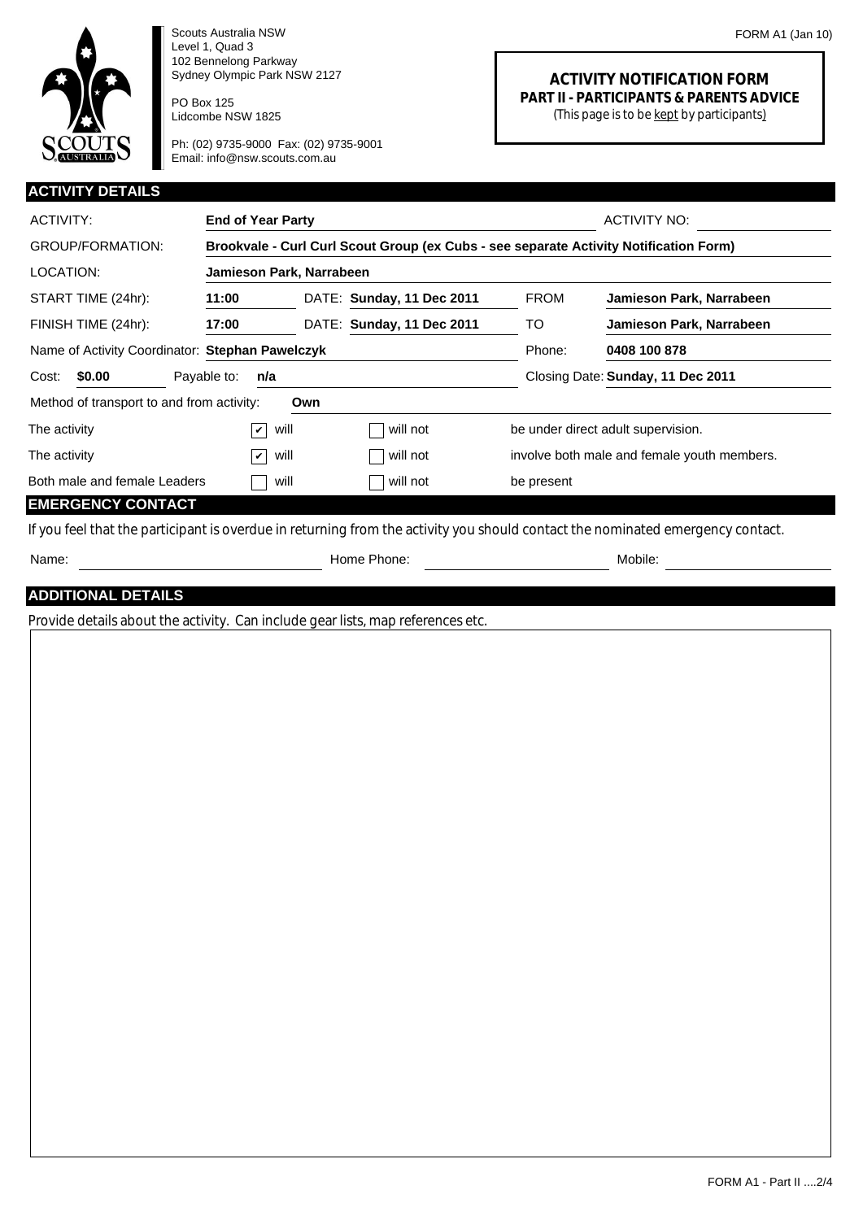Scouts Australia NSW
Level 1, Quad 3
102 Bennelong Parkway
Sydney Olympic Park NSW 2127

PO Box 125
Lidcombe NSW 1825

Ph: (02) 9735-9000 Fax: (02) 9735-9001
Email: info@nsw.scouts.com.au

FORM A1 (Jan 10)

# ACTIVITY NOTIFICATION FORM

## PART II - PARTICIPANTS & PARENTS ADVICE

*(This page is to be kept by participants)*

## ACTIVITY DETAILS

ACTIVITY: **End of Year Party** ACTIVITY NO:

GROUP/FORMATION: **Brookvale - Curl Curl Scout Group (ex Cubs - see separate Activity Notification Form)**

LOCATION: **Jamieson Park, Narrabeen**

START TIME (24hr): **11:00** DATE: **Sunday, 11 Dec 2011** FROM **Jamieson Park, Narrabeen**

FINISH TIME (24hr): **17:00** DATE: **Sunday, 11 Dec 2011** TO **Jamieson Park, Narrabeen**

Name of Activity Coordinator: **Stephan Pawelczyk** Phone: **0408 100 878**

Cost: **$0.00** Payable to: **n/a** Closing Date: **Sunday, 11 Dec 2011**

Method of transport to and from activity: **Own**

The activity ☑ will ☐ will not be under direct adult supervision.

The activity ☑ will ☐ will not involve both male and female youth members.

Both male and female Leaders ☐ will ☐ will not be present

## EMERGENCY CONTACT

If you feel that the participant is overdue in returning from the activity you should contact the nominated emergency contact.

Name: Home Phone: Mobile:

## ADDITIONAL DETAILS

Provide details about the activity. Can include gear lists, map references etc.